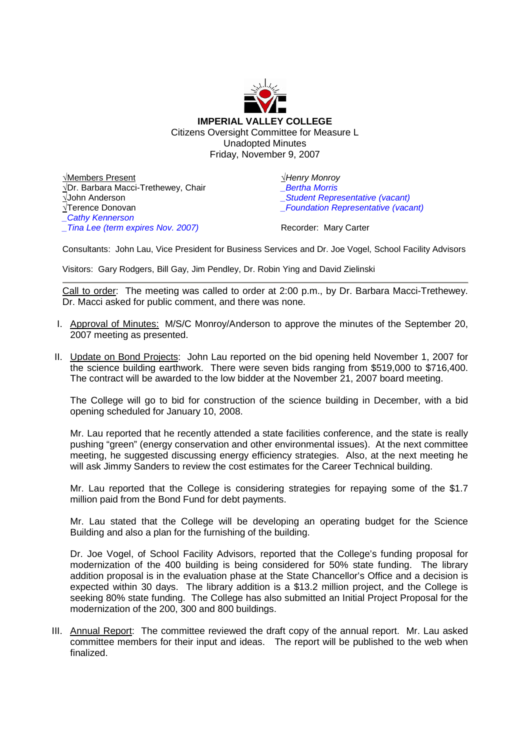**IMPERIAL VALLEY COLLEGE**

Citizens Oversight Committee for Measure L

Unadopted Minutes

Friday, November 9, 2007

√Members Present
√Dr. Barbara Macci-Trethewey, Chair
√John Anderson
√Terence Donovan
_Cathy Kennerson
_Tina Lee (term expires Nov. 2007)
√Henry Monroy
_Bertha Morris
_Student Representative (vacant)
_Foundation Representative (vacant)

Recorder: Mary Carter

Consultants: John Lau, Vice President for Business Services and Dr. Joe Vogel, School Facility Advisors

Visitors: Gary Rodgers, Bill Gay, Jim Pendley, Dr. Robin Ying and David Zielinski

---

Call to order: The meeting was called to order at 2:00 p.m., by Dr. Barbara Macci-Trethewey. Dr. Macci asked for public comment, and there was none.

I. Approval of Minutes: M/S/C Monroy/Anderson to approve the minutes of the September 20, 2007 meeting as presented.

II. Update on Bond Projects: John Lau reported on the bid opening held November 1, 2007 for the science building earthwork. There were seven bids ranging from $519,000 to $716,400. The contract will be awarded to the low bidder at the November 21, 2007 board meeting.

The College will go to bid for construction of the science building in December, with a bid opening scheduled for January 10, 2008.

Mr. Lau reported that he recently attended a state facilities conference, and the state is really pushing "green" (energy conservation and other environmental issues). At the next committee meeting, he suggested discussing energy efficiency strategies. Also, at the next meeting he will ask Jimmy Sanders to review the cost estimates for the Career Technical building.

Mr. Lau reported that the College is considering strategies for repaying some of the $1.7 million paid from the Bond Fund for debt payments.

Mr. Lau stated that the College will be developing an operating budget for the Science Building and also a plan for the furnishing of the building.

Dr. Joe Vogel, of School Facility Advisors, reported that the College's funding proposal for modernization of the 400 building is being considered for 50% state funding. The library addition proposal is in the evaluation phase at the State Chancellor's Office and a decision is expected within 30 days. The library addition is a $13.2 million project, and the College is seeking 80% state funding. The College has also submitted an Initial Project Proposal for the modernization of the 200, 300 and 800 buildings.

III. Annual Report: The committee reviewed the draft copy of the annual report. Mr. Lau asked committee members for their input and ideas. The report will be published to the web when finalized.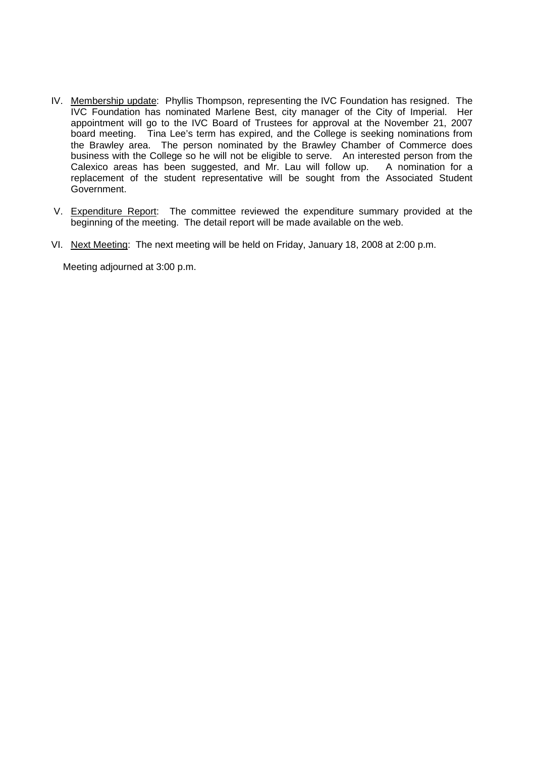IV. Membership update: Phyllis Thompson, representing the IVC Foundation has resigned. The IVC Foundation has nominated Marlene Best, city manager of the City of Imperial. Her appointment will go to the IVC Board of Trustees for approval at the November 21, 2007 board meeting. Tina Lee's term has expired, and the College is seeking nominations from the Brawley area. The person nominated by the Brawley Chamber of Commerce does business with the College so he will not be eligible to serve. An interested person from the Calexico areas has been suggested, and Mr. Lau will follow up. A nomination for a replacement of the student representative will be sought from the Associated Student Government.

V. Expenditure Report: The committee reviewed the expenditure summary provided at the beginning of the meeting. The detail report will be made available on the web.

VI. Next Meeting: The next meeting will be held on Friday, January 18, 2008 at 2:00 p.m.

Meeting adjourned at 3:00 p.m.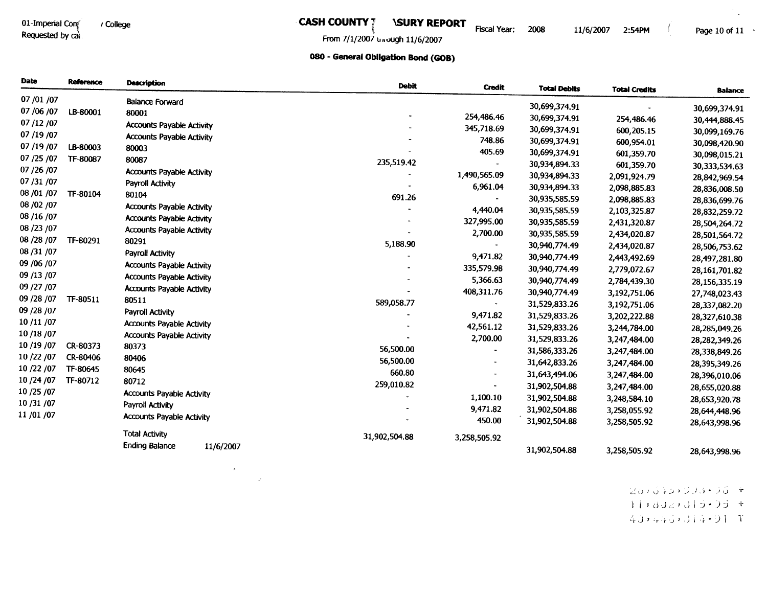01-Imperial Com / College
Requested by ca

# CASH COUNTY TREASURY REPORT

Fiscal Year: 2008 11/6/2007 2:54PM

From 7/1/2007 through 11/6/2007

## 080 - General Obligation Bond (GOB)

| Date | Reference | Description | Debit | Credit | Total Debits | Total Credits | Balance |
|---|---|---|---|---|---|---|---|
| 07 /01 /07 | | Balance Forward | | | 30,699,374.91 | - | 30,699,374.91 |
| 07 /06 /07 | LB-80001 | 80001 | - | 254,486.46 | 30,699,374.91 | 254,486.46 | 30,444,888.45 |
| 07 /12 /07 | | Accounts Payable Activity | - | 345,718.69 | 30,699,374.91 | 600,205.15 | 30,099,169.76 |
| 07 /19 /07 | | Accounts Payable Activity | - | 748.86 | 30,699,374.91 | 600,954.01 | 30,098,420.90 |
| 07 /19 /07 | LB-80003 | 80003 | - | 405.69 | 30,699,374.91 | 601,359.70 | 30,098,015.21 |
| 07 /25 /07 | TF-80087 | 80087 | 235,519.42 | - | 30,934,894.33 | 601,359.70 | 30,333,534.63 |
| 07 /26 /07 | | Accounts Payable Activity | - | 1,490,565.09 | 30,934,894.33 | 2,091,924.79 | 28,842,969.54 |
| 07 /31 /07 | | Payroll Activity | - | 6,961.04 | 30,934,894.33 | 2,098,885.83 | 28,836,008.50 |
| 08 /01 /07 | TF-80104 | 80104 | 691.26 | - | 30,935,585.59 | 2,098,885.83 | 28,836,699.76 |
| 08 /02 /07 | | Accounts Payable Activity | - | 4,440.04 | 30,935,585.59 | 2,103,325.87 | 28,832,259.72 |
| 08 /16 /07 | | Accounts Payable Activity | - | 327,995.00 | 30,935,585.59 | 2,431,320.87 | 28,504,264.72 |
| 08 /23 /07 | | Accounts Payable Activity | - | 2,700.00 | 30,935,585.59 | 2,434,020.87 | 28,501,564.72 |
| 08 /28 /07 | TF-80291 | 80291 | 5,188.90 | - | 30,940,774.49 | 2,434,020.87 | 28,506,753.62 |
| 08 /31 /07 | | Payroll Activity | - | 9,471.82 | 30,940,774.49 | 2,443,492.69 | 28,497,281.80 |
| 09 /06 /07 | | Accounts Payable Activity | - | 335,579.98 | 30,940,774.49 | 2,779,072.67 | 28,161,701.82 |
| 09 /13 /07 | | Accounts Payable Activity | - | 5,366.63 | 30,940,774.49 | 2,784,439.30 | 28,156,335.19 |
| 09 /27 /07 | | Accounts Payable Activity | - | 408,311.76 | 30,940,774.49 | 3,192,751.06 | 27,748,023.43 |
| 09 /28 /07 | TF-80511 | 80511 | 589,058.77 | - | 31,529,833.26 | 3,192,751.06 | 28,337,082.20 |
| 09 /28 /07 | | Payroll Activity | - | 9,471.82 | 31,529,833.26 | 3,202,222.88 | 28,327,610.38 |
| 10 /11 /07 | | Accounts Payable Activity | - | 42,561.12 | 31,529,833.26 | 3,244,784.00 | 28,285,049.26 |
| 10 /18 /07 | | Accounts Payable Activity | - | 2,700.00 | 31,529,833.26 | 3,247,484.00 | 28,282,349.26 |
| 10 /19 /07 | CR-80373 | 80373 | 56,500.00 | - | 31,586,333.26 | 3,247,484.00 | 28,338,849.26 |
| 10 /22 /07 | CR-80406 | 80406 | 56,500.00 | - | 31,642,833.26 | 3,247,484.00 | 28,395,349.26 |
| 10 /22 /07 | TF-80645 | 80645 | 660.80 | - | 31,643,494.06 | 3,247,484.00 | 28,396,010.06 |
| 10 /24 /07 | TF-80712 | 80712 | 259,010.82 | - | 31,902,504.88 | 3,247,484.00 | 28,655,020.88 |
| 10 /25 /07 | | Accounts Payable Activity | - | 1,100.10 | 31,902,504.88 | 3,248,584.10 | 28,653,920.78 |
| 10 /31 /07 | | Payroll Activity | - | 9,471.82 | 31,902,504.88 | 3,258,055.92 | 28,644,448.96 |
| 11 /01 /07 | | Accounts Payable Activity | - | 450.00 | 31,902,504.88 | 3,258,505.92 | 28,643,998.96 |
| | | Total Activity | 31,902,504.88 | 3,258,505.92 | | | |
| | | Ending Balance 11/6/2007 | | | 31,902,504.88 | 3,258,505.92 | 28,643,998.96 |

28,643,998.96 +
11,802,815.95 +
40,446,814.91 T